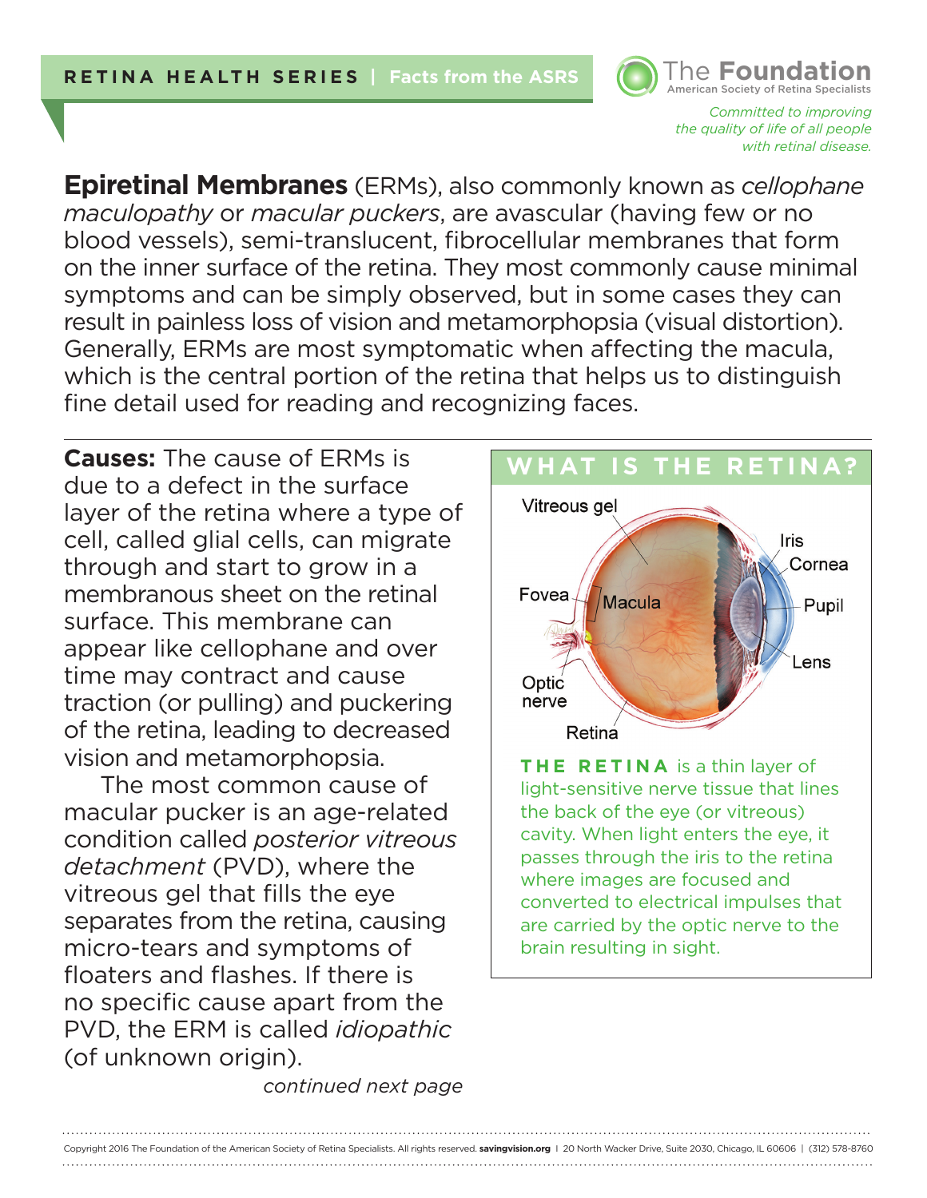**RETINA HEALTH SERIES** | **Facts from the ASRS**

The **Foundation**
American Society of Retina Specialists

*Committed to improving the quality of life of all people with retinal disease.*

**Epiretinal Membranes** (ERMs), also commonly known as *cellophane maculopathy* or *macular puckers*, are avascular (having few or no blood vessels), semi-translucent, fibrocellular membranes that form on the inner surface of the retina. They most commonly cause minimal symptoms and can be simply observed, but in some cases they can result in painless loss of vision and metamorphopsia (visual distortion). Generally, ERMs are most symptomatic when affecting the macula, which is the central portion of the retina that helps us to distinguish fine detail used for reading and recognizing faces.

**Causes:** The cause of ERMs is due to a defect in the surface layer of the retina where a type of cell, called glial cells, can migrate through and start to grow in a membranous sheet on the retinal surface. This membrane can appear like cellophane and over time may contract and cause traction (or pulling) and puckering of the retina, leading to decreased vision and metamorphopsia.

The most common cause of macular pucker is an age-related condition called *posterior vitreous detachment* (PVD), where the vitreous gel that fills the eye separates from the retina, causing micro-tears and symptoms of floaters and flashes. If there is no specific cause apart from the PVD, the ERM is called *idiopathic* (of unknown origin).

*continued next page*

## WHAT IS THE RETINA?

Vitreous gel, Iris, Cornea, Fovea, Macula, Pupil, Lens, Optic nerve, Retina

**THE RETINA** is a thin layer of light-sensitive nerve tissue that lines the back of the eye (or vitreous) cavity. When light enters the eye, it passes through the iris to the retina where images are focused and converted to electrical impulses that are carried by the optic nerve to the brain resulting in sight.

Copyright 2016 The Foundation of the American Society of Retina Specialists. All rights reserved. **savingvision.org** | 20 North Wacker Drive, Suite 2030, Chicago, IL 60606 | (312) 578-8760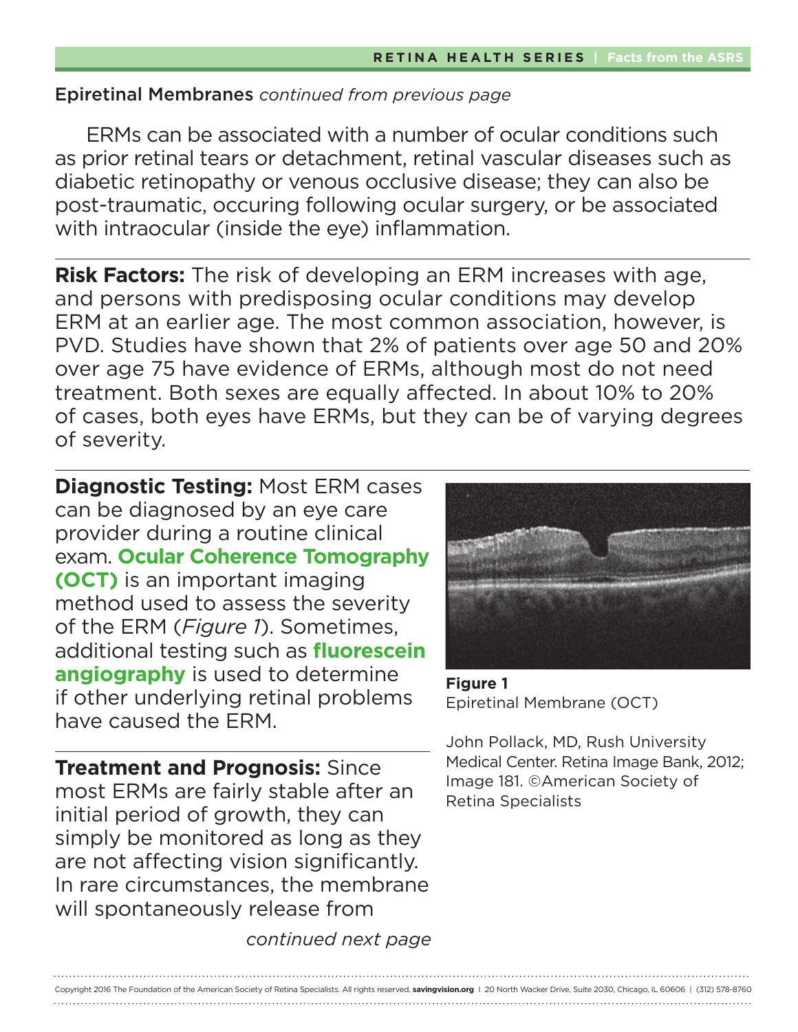Epiretinal Membranes *continued from previous page*

ERMs can be associated with a number of ocular conditions such as prior retinal tears or detachment, retinal vascular diseases such as diabetic retinopathy or venous occlusive disease; they can also be post-traumatic, occuring following ocular surgery, or be associated with intraocular (inside the eye) inflammation.

**Risk Factors:** The risk of developing an ERM increases with age, and persons with predisposing ocular conditions may develop ERM at an earlier age. The most common association, however, is PVD. Studies have shown that 2% of patients over age 50 and 20% over age 75 have evidence of ERMs, although most do not need treatment. Both sexes are equally affected. In about 10% to 20% of cases, both eyes have ERMs, but they can be of varying degrees of severity.

**Diagnostic Testing:** Most ERM cases can be diagnosed by an eye care provider during a routine clinical exam. **Ocular Coherence Tomography (OCT)** is an important imaging method used to assess the severity of the ERM (*Figure 1*). Sometimes, additional testing such as **fluorescein angiography** is used to determine if other underlying retinal problems have caused the ERM.

**Figure 1**
Epiretinal Membrane (OCT)

John Pollack, MD, Rush University Medical Center. Retina Image Bank, 2012; Image 181. ©American Society of Retina Specialists

**Treatment and Prognosis:** Since most ERMs are fairly stable after an initial period of growth, they can simply be monitored as long as they are not affecting vision significantly. In rare circumstances, the membrane will spontaneously release from

*continued next page*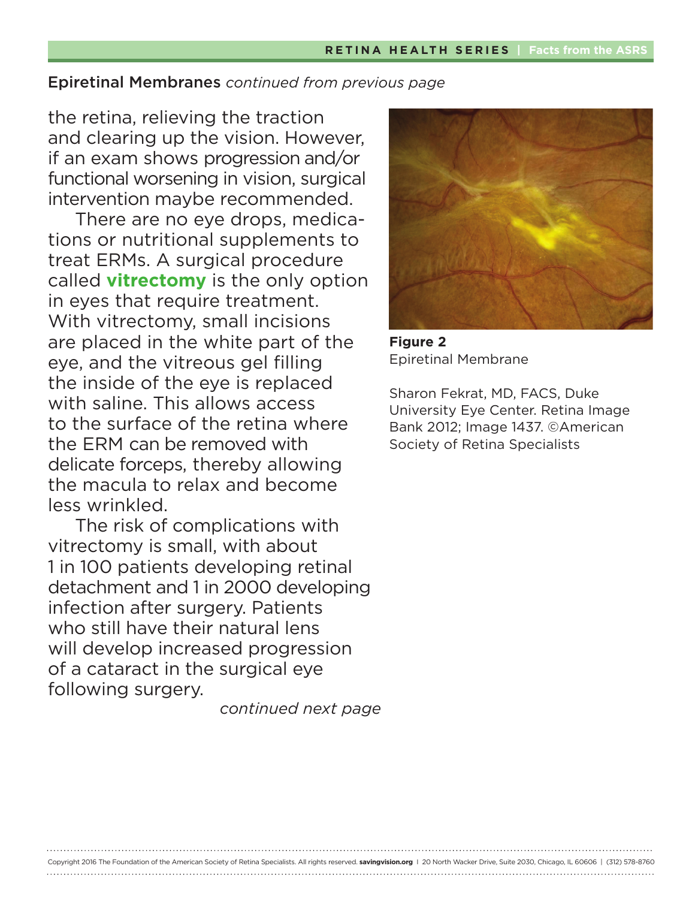Epiretinal Membranes *continued from previous page*

the retina, relieving the traction and clearing up the vision. However, if an exam shows progression and/or functional worsening in vision, surgical intervention maybe recommended.

There are no eye drops, medications or nutritional supplements to treat ERMs. A surgical procedure called **vitrectomy** is the only option in eyes that require treatment. With vitrectomy, small incisions are placed in the white part of the eye, and the vitreous gel filling the inside of the eye is replaced with saline. This allows access to the surface of the retina where the ERM can be removed with delicate forceps, thereby allowing the macula to relax and become less wrinkled.

The risk of complications with vitrectomy is small, with about 1 in 100 patients developing retinal detachment and 1 in 2000 developing infection after surgery. Patients who still have their natural lens will develop increased progression of a cataract in the surgical eye following surgery.

*continued next page*

**Figure 2**
Epiretinal Membrane

Sharon Fekrat, MD, FACS, Duke University Eye Center. Retina Image Bank 2012; Image 1437. ©American Society of Retina Specialists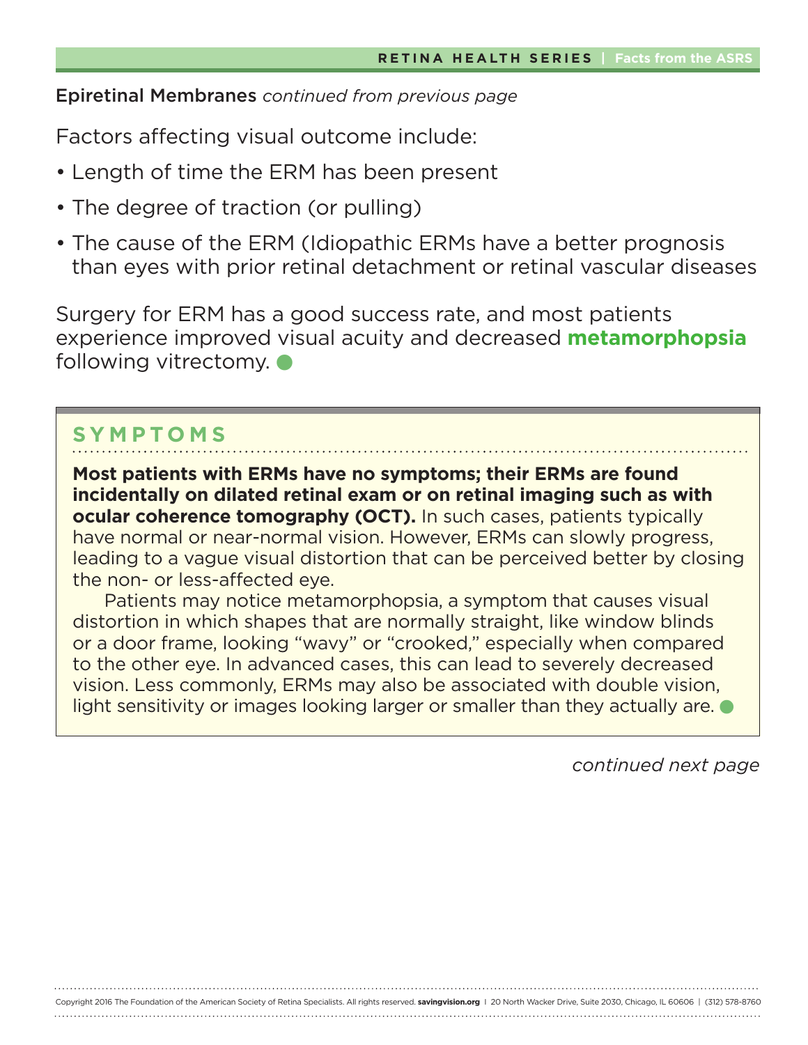Epiretinal Membranes *continued from previous page*

Factors affecting visual outcome include:

- Length of time the ERM has been present
- The degree of traction (or pulling)
- The cause of the ERM (Idiopathic ERMs have a better prognosis than eyes with prior retinal detachment or retinal vascular diseases

Surgery for ERM has a good success rate, and most patients experience improved visual acuity and decreased **metamorphopsia** following vitrectomy.

## SYMPTOMS

**Most patients with ERMs have no symptoms; their ERMs are found incidentally on dilated retinal exam or on retinal imaging such as with ocular coherence tomography (OCT).** In such cases, patients typically have normal or near-normal vision. However, ERMs can slowly progress, leading to a vague visual distortion that can be perceived better by closing the non- or less-affected eye.

Patients may notice metamorphopsia, a symptom that causes visual distortion in which shapes that are normally straight, like window blinds or a door frame, looking "wavy" or "crooked," especially when compared to the other eye. In advanced cases, this can lead to severely decreased vision. Less commonly, ERMs may also be associated with double vision, light sensitivity or images looking larger or smaller than they actually are.

*continued next page*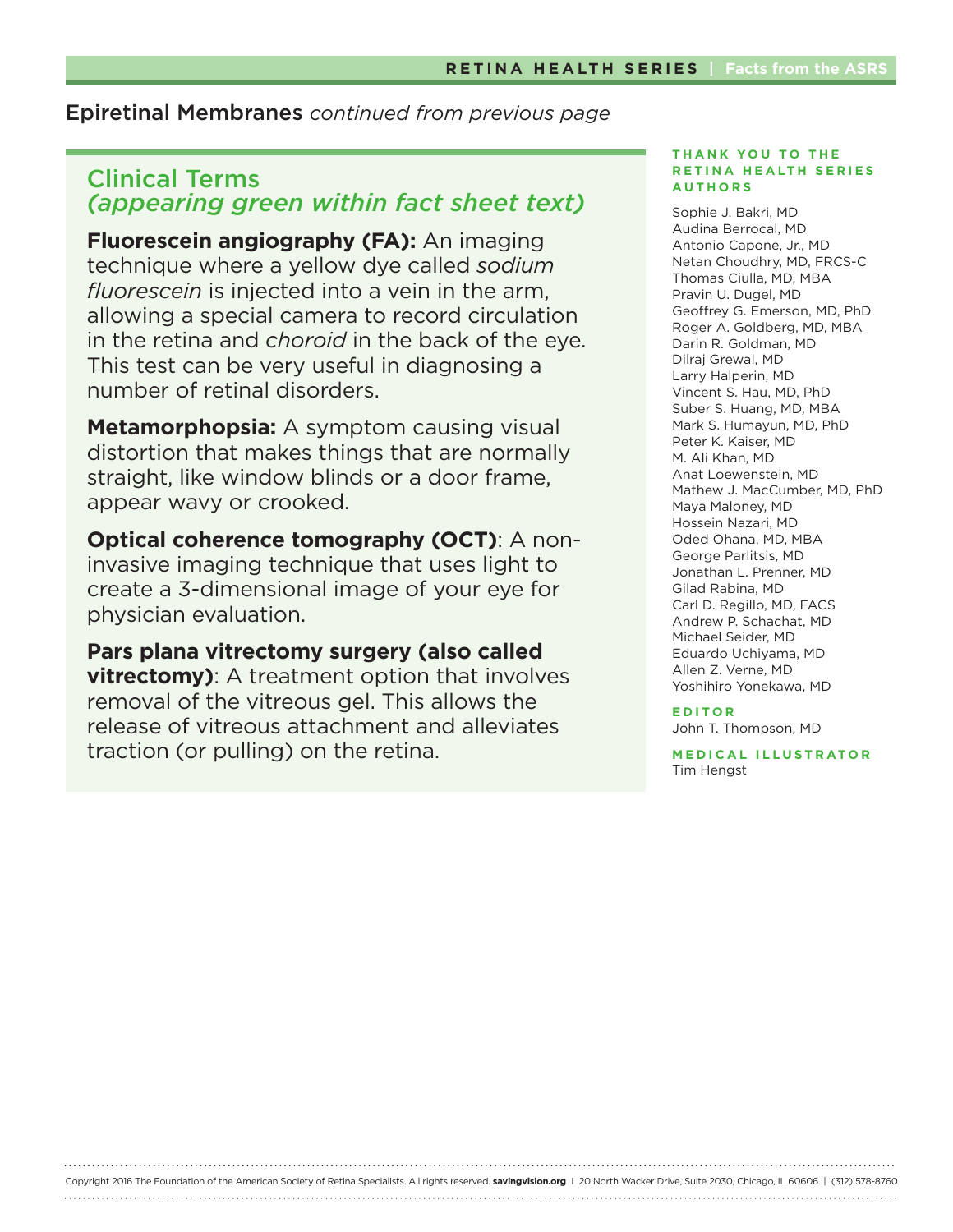Epiretinal Membranes *continued from previous page*

## Clinical Terms *(appearing green within fact sheet text)*

**Fluorescein angiography (FA):** An imaging technique where a yellow dye called *sodium fluorescein* is injected into a vein in the arm, allowing a special camera to record circulation in the retina and *choroid* in the back of the eye. This test can be very useful in diagnosing a number of retinal disorders.

**Metamorphopsia:** A symptom causing visual distortion that makes things that are normally straight, like window blinds or a door frame, appear wavy or crooked.

**Optical coherence tomography (OCT)**: A non-invasive imaging technique that uses light to create a 3-dimensional image of your eye for physician evaluation.

**Pars plana vitrectomy surgery (also called vitrectomy)**: A treatment option that involves removal of the vitreous gel. This allows the release of vitreous attachment and alleviates traction (or pulling) on the retina.

**THANK YOU TO THE RETINA HEALTH SERIES AUTHORS**

Sophie J. Bakri, MD
Audina Berrocal, MD
Antonio Capone, Jr., MD
Netan Choudhry, MD, FRCS-C
Thomas Ciulla, MD, MBA
Pravin U. Dugel, MD
Geoffrey G. Emerson, MD, PhD
Roger A. Goldberg, MD, MBA
Darin R. Goldman, MD
Dilraj Grewal, MD
Larry Halperin, MD
Vincent S. Hau, MD, PhD
Suber S. Huang, MD, MBA
Mark S. Humayun, MD, PhD
Peter K. Kaiser, MD
M. Ali Khan, MD
Anat Loewenstein, MD
Mathew J. MacCumber, MD, PhD
Maya Maloney, MD
Hossein Nazari, MD
Oded Ohana, MD, MBA
George Parlitsis, MD
Jonathan L. Prenner, MD
Gilad Rabina, MD
Carl D. Regillo, MD, FACS
Andrew P. Schachat, MD
Michael Seider, MD
Eduardo Uchiyama, MD
Allen Z. Verne, MD
Yoshihiro Yonekawa, MD

**EDITOR**
John T. Thompson, MD

**MEDICAL ILLUSTRATOR**
Tim Hengst

Copyright 2016 The Foundation of the American Society of Retina Specialists. All rights reserved. **savingvision.org** | 20 North Wacker Drive, Suite 2030, Chicago, IL 60606 | (312) 578-8760